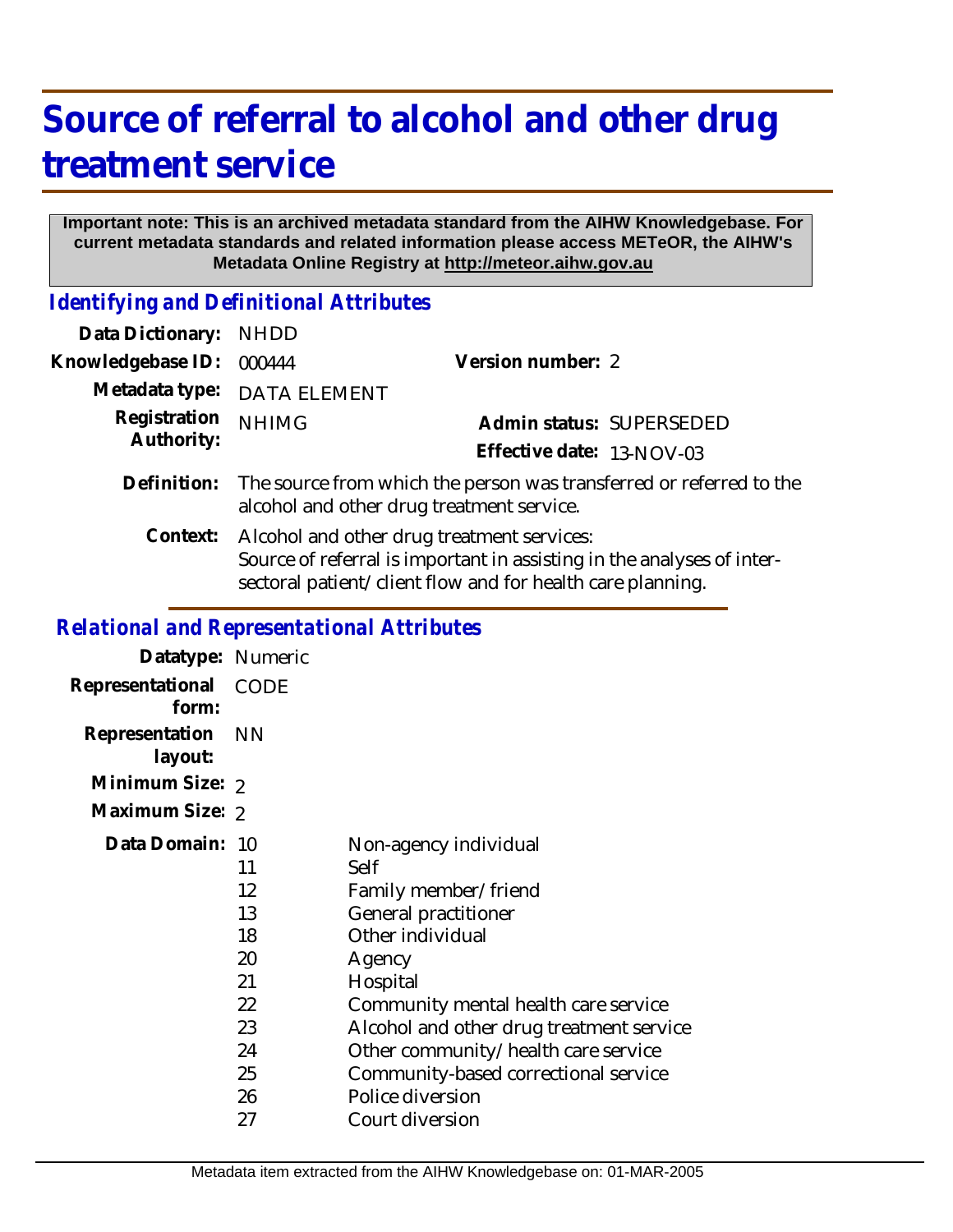# Source of referral to alcohol and other drug treatment service

**Important note: This is an archived metadata standard from the AIHW Knowledgebase. For current metadata standards and related information please access METeOR, the AIHW's Metadata Online Registry at http://meteor.aihw.gov.au**

## Identifying and Definitional Attributes

| | | | |
|---|---|---|---|
| Data Dictionary: | NHDD | | |
| Knowledgebase ID: | 000444 | Version number: | 2 |
| Metadata type: | DATA ELEMENT | | |
| Registration Authority: | NHIMG | Admin status: | SUPERSEDED |
| | | Effective date: | 13-NOV-03 |

**Definition:** The source from which the person was transferred or referred to the alcohol and other drug treatment service.

**Context:** Alcohol and other drug treatment services:
Source of referral is important in assisting in the analyses of inter-sectoral patient/client flow and for health care planning.

## Relational and Representational Attributes

**Datatype:** Numeric

**Representational form:** CODE

**Representation layout:** NN

**Minimum Size:** 2

**Maximum Size:** 2

**Data Domain:**

| Code | Description |
|---|---|
| 10 | Non-agency individual |
| 11 | Self |
| 12 | Family member/friend |
| 13 | General practitioner |
| 18 | Other individual |
| 20 | Agency |
| 21 | Hospital |
| 22 | Community mental health care service |
| 23 | Alcohol and other drug treatment service |
| 24 | Other community/health care service |
| 25 | Community-based correctional service |
| 26 | Police diversion |
| 27 | Court diversion |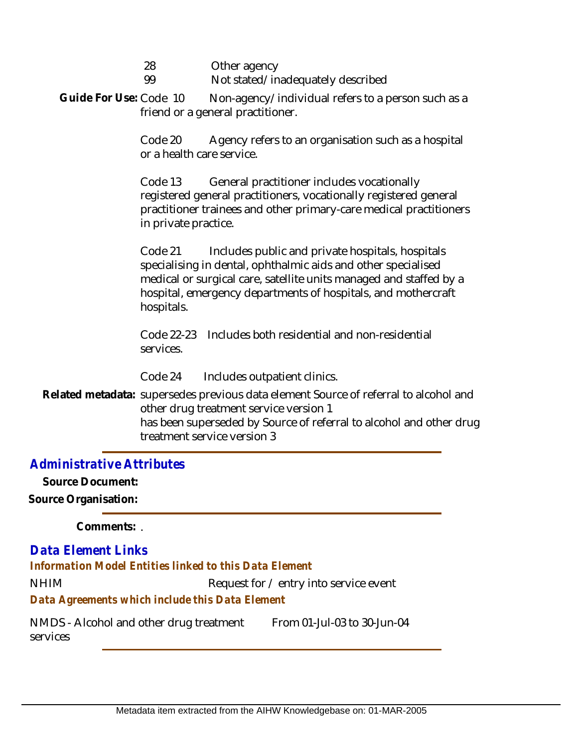| | |
|---|---|
| 28 | Other agency |
| 99 | Not stated/inadequately described |

**Guide For Use:** Code 10 Non-agency/individual refers to a person such as a friend or a general practitioner.

Code 20 Agency refers to an organisation such as a hospital or a health care service.

Code 13 General practitioner includes vocationally registered general practitioners, vocationally registered general practitioner trainees and other primary-care medical practitioners in private practice.

Code 21 Includes public and private hospitals, hospitals specialising in dental, ophthalmic aids and other specialised medical or surgical care, satellite units managed and staffed by a hospital, emergency departments of hospitals, and mothercraft hospitals.

Code 22-23 Includes both residential and non-residential services.

Code 24 Includes outpatient clinics.

**Related metadata:** supersedes previous data element Source of referral to alcohol and other drug treatment service version 1
has been superseded by Source of referral to alcohol and other drug treatment service version 3

## Administrative Attributes

**Source Document:**

**Source Organisation:**

**Comments:** .

## Data Element Links

### Information Model Entities linked to this Data Element

NHIM Request for / entry into service event

### Data Agreements which include this Data Element

NMDS - Alcohol and other drug treatment services From 01-Jul-03 to 30-Jun-04